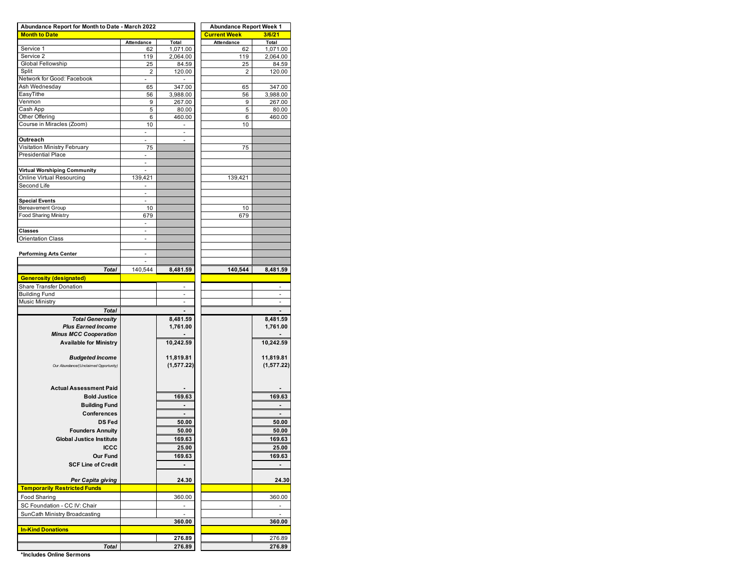| Abundance Report for Month to Date - March 2022 | | | Abundance Report Week 1 | |
|---|---|---|---|---|
| **Month to Date** | | | **Current Week** | **3/6/21** |
| | **Attendance** | **Total** | **Attendance** | **Total** |
| Service 1 | 62 | 1,071.00 | 62 | 1,071.00 |
| Service 2 | 119 | 2,064.00 | 119 | 2,064.00 |
| Global Fellowship | 25 | 84.59 | 25 | 84.59 |
| Split | 2 | 120.00 | 2 | 120.00 |
| Network for Good: Facebook | - | - | | |
| Ash Wednesday | 65 | 347.00 | 65 | 347.00 |
| EasyTithe | 56 | 3,988.00 | 56 | 3,988.00 |
| Venmon | 9 | 267.00 | 9 | 267.00 |
| Cash App | 5 | 80.00 | 5 | 80.00 |
| Other Offering | 6 | 460.00 | 6 | 460.00 |
| Course in Miracles (Zoom) | 10 | - | 10 | |
| | - | - | | |
| **Outreach** | - | - | | |
| Visitation Ministry February | 75 | | 75 | |
| Presidential Place | - | | | |
| | - | | | |
| **Virtual Worshiping Community** | - | | | |
| Online Virtual Resourcing | 139,421 | | 139,421 | |
| Second Life | - | | | |
| | - | | | |
| **Special Events** | - | | | |
| Bereavement Group | 10 | | 10 | |
| Food Sharing Ministry | 679 | | 679 | |
| | - | | | |
| **Classes** | - | | | |
| Orientation Class | - | | | |
| | | | | |
| **Performing Arts Center** | - | | | |
| | - | | | |
| ***Total*** | 140,544 | **8,481.59** | **140,544** | **8,481.59** |
| **Generosity (designated)** | | | | |
| Share Transfer Donation | | - | | - |
| Building Fund | | - | | - |
| Music Ministry | | - | | - |
| ***Total*** | | **-** | | **-** |
| ***Total Generosity*** | | **8,481.59** | | **8,481.59** |
| ***Plus Earned Income*** | | **1,761.00** | | **1,761.00** |
| ***Minus MCC Cooperation*** | | **-** | | **-** |
| **Available for Ministry** | | **10,242.59** | | **10,242.59** |
| ***Budgeted Income*** | | **11,819.81** | | **11,819.81** |
| *Our Abundance/(Unclaimed Opportunity)* | | **(1,577.22)** | | **(1,577.22)** |
| **Actual Assessment Paid** | | **-** | | **-** |
| **Bold Justice** | | **169.63** | | **169.63** |
| **Building Fund** | | **-** | | **-** |
| **Conferences** | | **-** | | **-** |
| **DS Fed** | | **50.00** | | **50.00** |
| **Founders Annuity** | | **50.00** | | **50.00** |
| **Global Justice Institute** | | **169.63** | | **169.63** |
| **ICCC** | | **25.00** | | **25.00** |
| **Our Fund** | | **169.63** | | **169.63** |
| **SCF Line of Credit** | | **-** | | **-** |
| ***Per Capita giving*** | | **24.30** | | **24.30** |
| **Temporarily Restricted Funds** | | | | |
| Food Sharing | | 360.00 | | 360.00 |
| SC Foundation - CC IV: Chair | | - | | - |
| SunCath Ministry Broadcasting | | - | | - |
| | | **360.00** | | **360.00** |
| **In-Kind Donations** | | | | |
| | | **276.89** | | 276.89 |
| ***Total*** | | **276.89** | | **276.89** |

**\*Includes Online Sermons**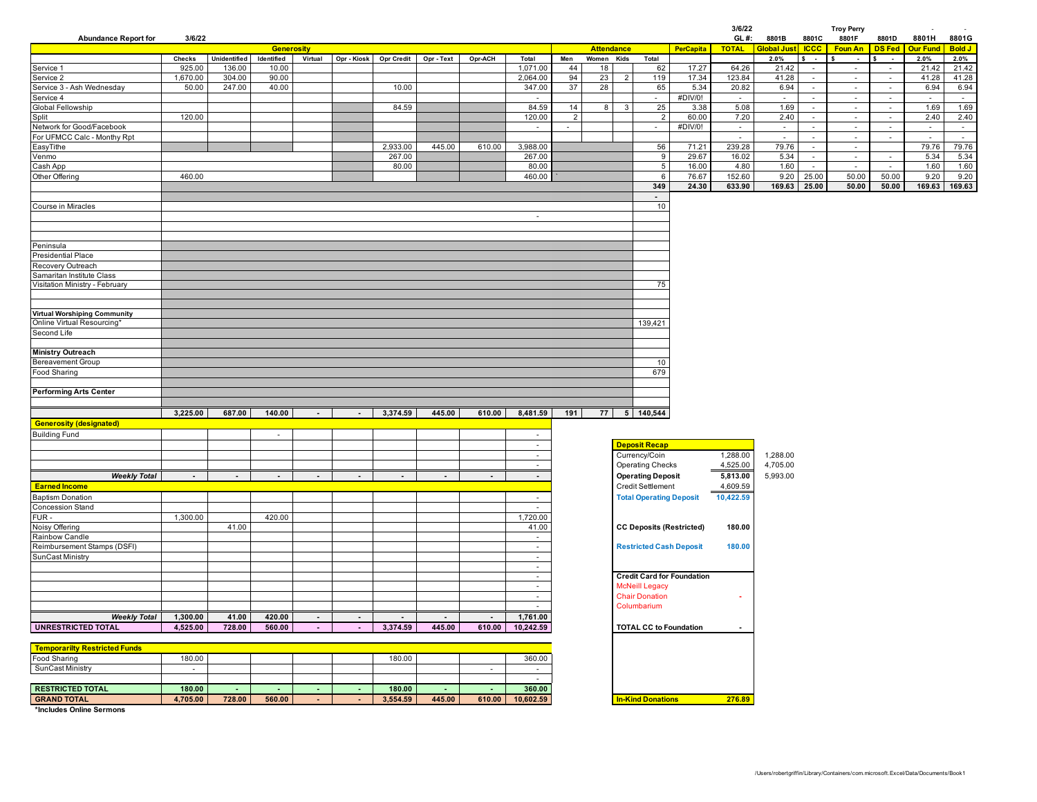| Abundance Report for | 3/6/22 | | | | | | | | | | | | | | | 3/6/22 | | | Troy Perry | | - | - |
|---|---|---|---|---|---|---|---|---|---|---|---|---|---|---|---|---|---|---|---|---|---|---|
| | | | | | | | | | | | | | | | | GL #: | 8801B | 8801C | 8801F | 8801D | 8801H | 8801G |
| | Generosity | | | | | | | | | Attendance | | | | PerCapita | TOTAL | Global Just | ICCC | Foun An | DS Fed | Our Fund | Bold J | |
| | Checks | Unidentified | Identified | Virtual | Opr - Kiosk | Opr Credit | Opr - Text | Opr-ACH | Total | Men | Women | Kids | Total | | | 2.0% | $ - | $ - | $ - | 2.0% | 2.0% | |
| Service 1 | 925.00 | 136.00 | 10.00 | | | | | | 1,071.00 | 44 | 18 | | 62 | 17.27 | 64.26 | 21.42 | - | - | - | 21.42 | 21.42 | |
| Service 2 | 1,670.00 | 304.00 | 90.00 | | | | | | 2,064.00 | 94 | 23 | 2 | 119 | 17.34 | 123.84 | 41.28 | - | - | - | 41.28 | 41.28 | |
| Service 3 - Ash Wednesday | 50.00 | 247.00 | 40.00 | | | 10.00 | | | 347.00 | 37 | 28 | | 65 | 5.34 | 20.82 | 6.94 | - | - | - | 6.94 | 6.94 | |
| Service 4 | | | | | | | | | - | | | | - | #DIV/0! | - | - | - | - | - | - | - | |
| Global Fellowship | | | | | | 84.59 | | | 84.59 | 14 | 8 | 3 | 25 | 3.38 | 5.08 | 1.69 | - | - | - | 1.69 | 1.69 | |
| Split | 120.00 | | | | | | | | 120.00 | 2 | | | 2 | 60.00 | 7.20 | 2.40 | - | - | - | 2.40 | 2.40 | |
| Network for Good/Facebook | | | | | | | | | - | - | | | - | #DIV/0! | - | - | - | - | - | - | - | |
| For UFMCC Calc - Monthy Rpt | | | | | | | | | | | | | | | - | - | - | - | - | - | - | |
| EasyTithe | | | | | | 2,933.00 | 445.00 | 610.00 | 3,988.00 | | | | 56 | 71.21 | 239.28 | 79.76 | - | - | | 79.76 | 79.76 | |
| Venmo | | | | | | 267.00 | | | 267.00 | | | | 9 | 29.67 | 16.02 | 5.34 | - | - | - | 5.34 | 5.34 | |
| Cash App | | | | | | 80.00 | | | 80.00 | | | | 5 | 16.00 | 4.80 | 1.60 | - | - | - | 1.60 | 1.60 | |
| Other Offering | 460.00 | | | | | | | | 460.00 | | | | 6 | 76.67 | 152.60 | 9.20 | 25.00 | 50.00 | 50.00 | 9.20 | 9.20 | |
| | | | | | | | | | | | | | 349 | 24.30 | 633.90 | 169.63 | 25.00 | 50.00 | 50.00 | 169.63 | 169.63 | |
| | | | | | | | | | | | | | - | | | | | | | | | |
| Course in Miracles | | | | | | | | | | | | | 10 | | | | | | | | | |
| | | | | | | | | | - | | | | | | | | | | | | | |
| Peninsula | | | | | | | | | | | | | | | | | | | | | | |
| Presidential Place | | | | | | | | | | | | | | | | | | | | | | |
| Recovery Outreach | | | | | | | | | | | | | | | | | | | | | | |
| Samaritan Institute Class | | | | | | | | | | | | | | | | | | | | | | |
| Visitation Ministry - February | | | | | | | | | | | | | 75 | | | | | | | | | |
| **Virtual Worshiping Community** | | | | | | | | | | | | | | | | | | | | | | |
| Online Virtual Resourcing* | | | | | | | | | | | | | 139,421 | | | | | | | | | |
| Second Life | | | | | | | | | | | | | | | | | | | | | | |
| **Ministry Outreach** | | | | | | | | | | | | | | | | | | | | | | |
| Bereavement Group | | | | | | | | | | | | | 10 | | | | | | | | | |
| Food Sharing | | | | | | | | | | | | | 679 | | | | | | | | | |
| **Performing Arts Center** | | | | | | | | | | | | | | | | | | | | | | |
| | 3,225.00 | 687.00 | 140.00 | - | - | 3,374.59 | 445.00 | 610.00 | 8,481.59 | 191 | 77 | 5 | 140,544 | | | | | | | | | |

| Generosity (designated) | | | | | | | | | |
|---|---|---|---|---|---|---|---|---|---|
| Building Fund | | | - | | | | | | - |
| | | | | | | | | | - |
| | | | | | | | | | - |
| | | | | | | | | | - |
| *Weekly Total* | - | - | - | - | - | - | - | - | - |
| **Earned Income** | | | | | | | | | |
| Baptism Donation | | | | | | | | | - |
| Concession Stand | | | | | | | | | - |
| FUR - | 1,300.00 | | 420.00 | | | | | | 1,720.00 |
| Noisy Offering | | 41.00 | | | | | | | 41.00 |
| Rainbow Candle | | | | | | | | | - |
| Reimbursement Stamps (DSFI) | | | | | | | | | - |
| SunCast Ministry | | | | | | | | | - |
| | | | | | | | | | - |
| | | | | | | | | | - |
| | | | | | | | | | - |
| | | | | | | | | | - |
| *Weekly Total* | 1,300.00 | 41.00 | 420.00 | - | - | - | - | - | 1,761.00 |
| **UNRESTRICTED TOTAL** | 4,525.00 | 728.00 | 560.00 | - | - | 3,374.59 | 445.00 | 610.00 | 10,242.59 |
| **Temporarilty Restricted Funds** | | | | | | | | | |
| Food Sharing | 180.00 | | | | | 180.00 | | | 360.00 |
| SunCast Ministry | - | | | | | | | - | - |
| | | | | | | | | | - |
| **RESTRICTED TOTAL** | 180.00 | - | - | - | - | 180.00 | - | - | 360.00 |
| **GRAND TOTAL** | 4,705.00 | 728.00 | 560.00 | - | - | 3,554.59 | 445.00 | 610.00 | 10,602.59 |

*Includes Online Sermons

| Deposit Recap | | |
|---|---|---|
| Currency/Coin | 1,288.00 | 1,288.00 |
| Operating Checks | 4,525.00 | 4,705.00 |
| **Operating Deposit** | 5,813.00 | 5,993.00 |
| Credit Settlement | 4,609.59 | |
| **Total Operating Deposit** | 10,422.59 | |
| **CC Deposits (Restricted)** | 180.00 | |
| **Restricted Cash Deposit** | 180.00 | |
| **Credit Card for Foundation** | | |
| McNeill Legacy | | |
| Chair Donation | - | |
| Columbarium | | |
| **TOTAL CC to Foundation** | - | |
| **In-Kind Donations** | 276.89 | |